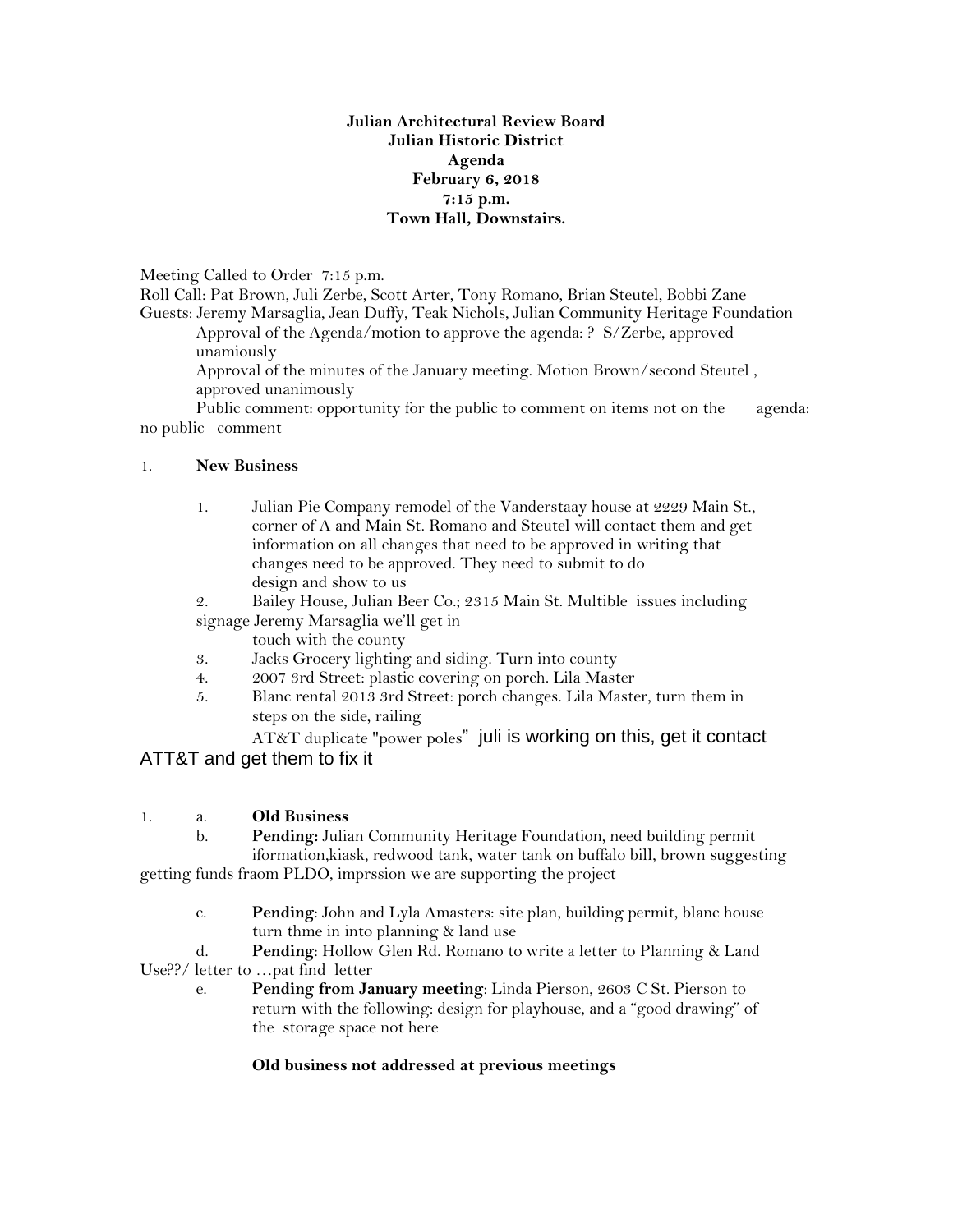**Julian Architectural Review Board**
**Julian Historic District**
**Agenda**
**February 6, 2018**
**7:15 p.m.**
**Town Hall, Downstairs.**

Meeting Called to Order 7:15 p.m.
Roll Call: Pat Brown, Juli Zerbe, Scott Arter, Tony Romano, Brian Steutel, Bobbi Zane
Guests: Jeremy Marsaglia, Jean Duffy, Teak Nichols, Julian Community Heritage Foundation

Approval of the Agenda/motion to approve the agenda: ? S/Zerbe, approved unamiously

Approval of the minutes of the January meeting. Motion Brown/second Steutel , approved unanimously

Public comment: opportunity for the public to comment on items not on the agenda: no public comment

1. **New Business**

   1. Julian Pie Company remodel of the Vanderstaay house at 2229 Main St., corner of A and Main St. Romano and Steutel will contact them and get information on all changes that need to be approved in writing that changes need to be approved. They need to submit to do design and show to us
   2. Bailey House, Julian Beer Co.; 2315 Main St. Multible issues including signage Jeremy Marsaglia we'll get in touch with the county
   3. Jacks Grocery lighting and siding. Turn into county
   4. 2007 3rd Street: plastic covering on porch. Lila Master
   5. Blanc rental 2013 3rd Street: porch changes. Lila Master, turn them in steps on the side, railing

   AT&T duplicate "power poles" juli is working on this, get it contact ATT&T and get them to fix it

1.
   a. **Old Business**

   b. **Pending:** Julian Community Heritage Foundation, need building permit iformation,kiask, redwood tank, water tank on buffalo bill, brown suggesting getting funds fraom PLDO, imprssion we are supporting the project

   c. **Pending**: John and Lyla Amasters: site plan, building permit, blanc house turn thme in into planning & land use

   d. **Pending**: Hollow Glen Rd. Romano to write a letter to Planning & Land Use??/ letter to …pat find letter

   e. **Pending from January meeting**: Linda Pierson, 2603 C St. Pierson to return with the following: design for playhouse, and a "good drawing" of the storage space not here

**Old business not addressed at previous meetings**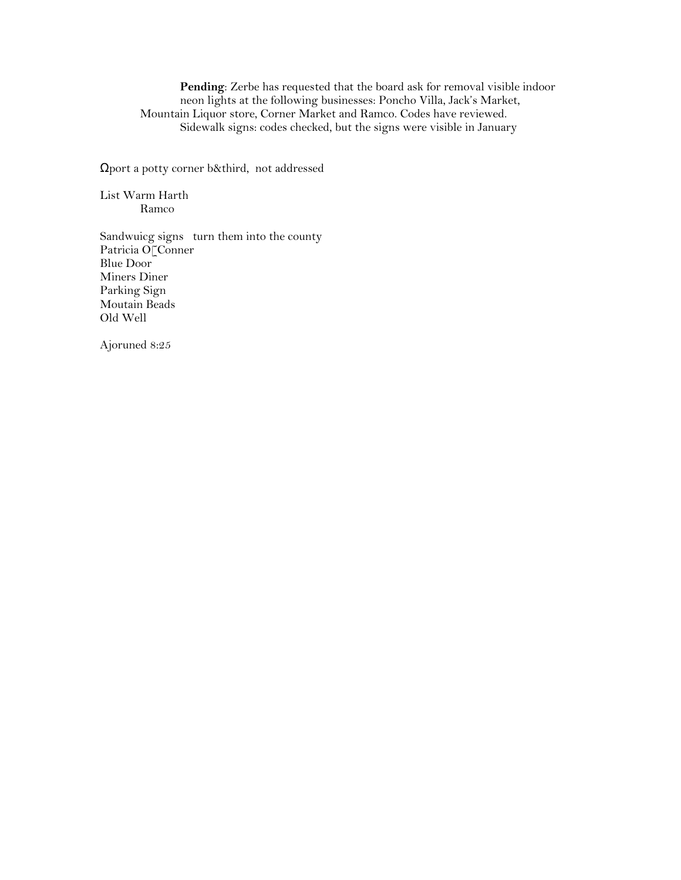**Pending**: Zerbe has requested that the board ask for removal visible indoor neon lights at the following businesses: Poncho Villa, Jack's Market, Mountain Liquor store, Corner Market and Ramco. Codes have reviewed.
Sidewalk signs: codes checked, but the signs were visible in January

Ωport a potty corner b&third, not addressed

List Warm Harth
Ramco

Sandwuicg signs turn them into the county
Patricia O'Conner
Blue Door
Miners Diner
Parking Sign
Moutain Beads
Old Well

Ajoruned 8:25